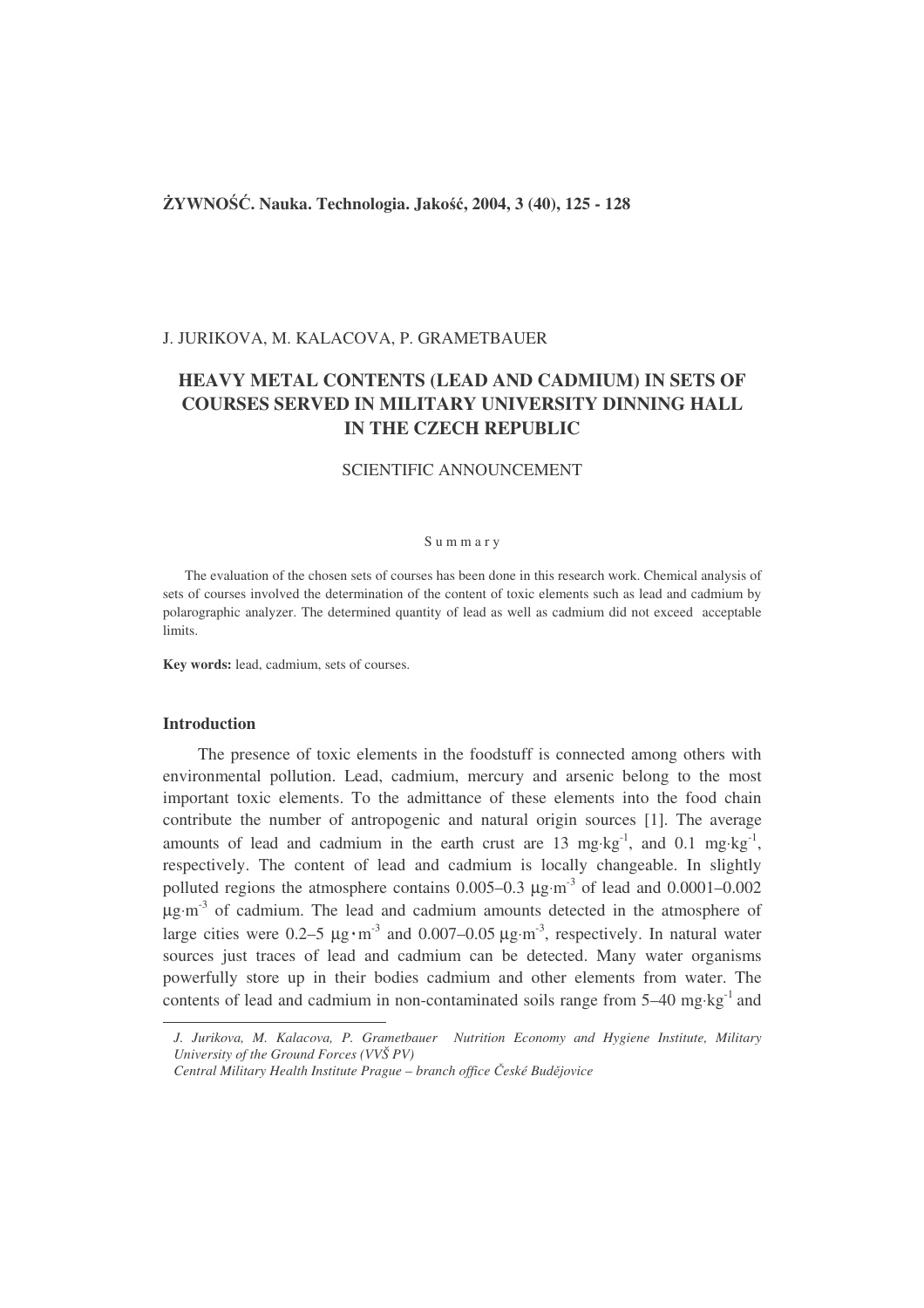J. JURIKOVA, M. KALACOVA, P. GRAMETBAUER

# HEAVY METAL CONTENTS (LEAD AND CADMIUM) IN SETS OF COURSES SERVED IN MILITARY UNIVERSITY DINNING HALL IN THE CZECH REPUBLIC

SCIENTIFIC ANNOUNCEMENT

S u m m a r y

The evaluation of the chosen sets of courses has been done in this research work. Chemical analysis of sets of courses involved the determination of the content of toxic elements such as lead and cadmium by polarographic analyzer. The determined quantity of lead as well as cadmium did not exceed acceptable limits.

**Key words:** lead, cadmium, sets of courses.

## Introduction

The presence of toxic elements in the foodstuff is connected among others with environmental pollution. Lead, cadmium, mercury and arsenic belong to the most important toxic elements. To the admittance of these elements into the food chain contribute the number of antropogenic and natural origin sources [1]. The average amounts of lead and cadmium in the earth crust are 13 $mg{\cdot}kg^{-1}$, and 0.1 $mg{\cdot}kg^{-1}$, respectively. The content of lead and cadmium is locally changeable. In slightly polluted regions the atmosphere contains 0.005–0.3 $\mu g{\cdot}m^{-3}$ of lead and 0.0001–0.002 $\mu g{\cdot}m^{-3}$ of cadmium. The lead and cadmium amounts detected in the atmosphere of large cities were 0.2–5 $\mu g{\cdot}m^{-3}$ and 0.007–0.05 $\mu g{\cdot}m^{-3}$, respectively. In natural water sources just traces of lead and cadmium can be detected. Many water organisms powerfully store up in their bodies cadmium and other elements from water. The contents of lead and cadmium in non-contaminated soils range from 5–40 $mg{\cdot}kg^{-1}$ and

---

*J. Jurikova, M. Kalacova, P. Grametbauer Nutrition Economy and Hygiene Institute, Military University of the Ground Forces (VVŠ PV)*

*Central Military Health Institute Prague – branch office České Budějovice*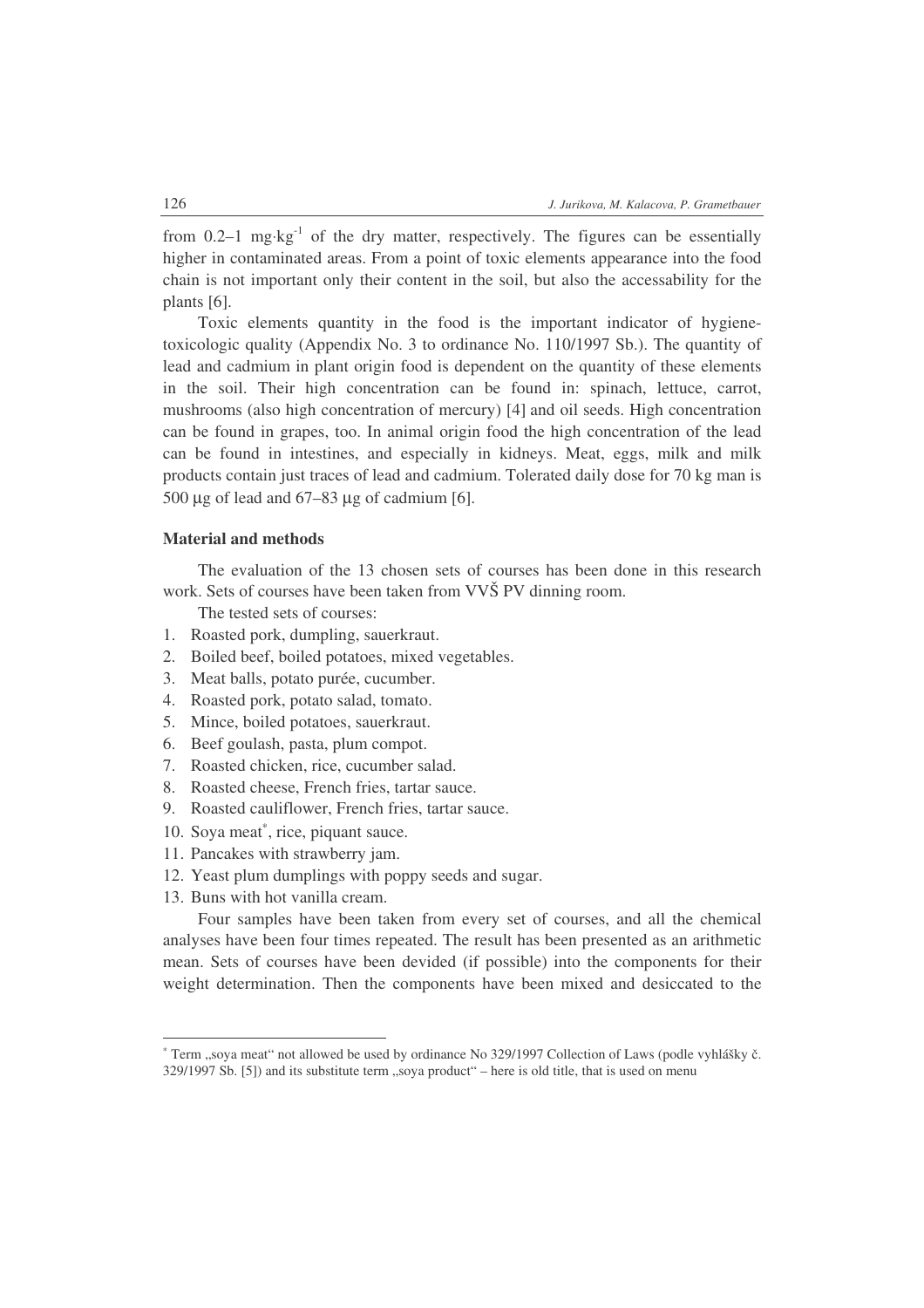from 0.2–1 $mg{\cdot}kg^{-1}$ of the dry matter, respectively. The figures can be essentially higher in contaminated areas. From a point of toxic elements appearance into the food chain is not important only their content in the soil, but also the accessability for the plants [6].

Toxic elements quantity in the food is the important indicator of hygiene-toxicologic quality (Appendix No. 3 to ordinance No. 110/1997 Sb.). The quantity of lead and cadmium in plant origin food is dependent on the quantity of these elements in the soil. Their high concentration can be found in: spinach, lettuce, carrot, mushrooms (also high concentration of mercury) [4] and oil seeds. High concentration can be found in grapes, too. In animal origin food the high concentration of the lead can be found in intestines, and especially in kidneys. Meat, eggs, milk and milk products contain just traces of lead and cadmium. Tolerated daily dose for 70 kg man is 500 μg of lead and 67–83 μg of cadmium [6].

## Material and methods

The evaluation of the 13 chosen sets of courses has been done in this research work. Sets of courses have been taken from VVŠ PV dinning room.

The tested sets of courses:

1. Roasted pork, dumpling, sauerkraut.
2. Boiled beef, boiled potatoes, mixed vegetables.
3. Meat balls, potato purée, cucumber.
4. Roasted pork, potato salad, tomato.
5. Mince, boiled potatoes, sauerkraut.
6. Beef goulash, pasta, plum compot.
7. Roasted chicken, rice, cucumber salad.
8. Roasted cheese, French fries, tartar sauce.
9. Roasted cauliflower, French fries, tartar sauce.
10. Soya meat*, rice, piquant sauce.
11. Pancakes with strawberry jam.
12. Yeast plum dumplings with poppy seeds and sugar.
13. Buns with hot vanilla cream.

Four samples have been taken from every set of courses, and all the chemical analyses have been four times repeated. The result has been presented as an arithmetic mean. Sets of courses have been devided (if possible) into the components for their weight determination. Then the components have been mixed and desiccated to the

---

* Term „soya meat" not allowed be used by ordinance No 329/1997 Collection of Laws (podle vyhlášky č. 329/1997 Sb. [5]) and its substitute term „soya product" – here is old title, that is used on menu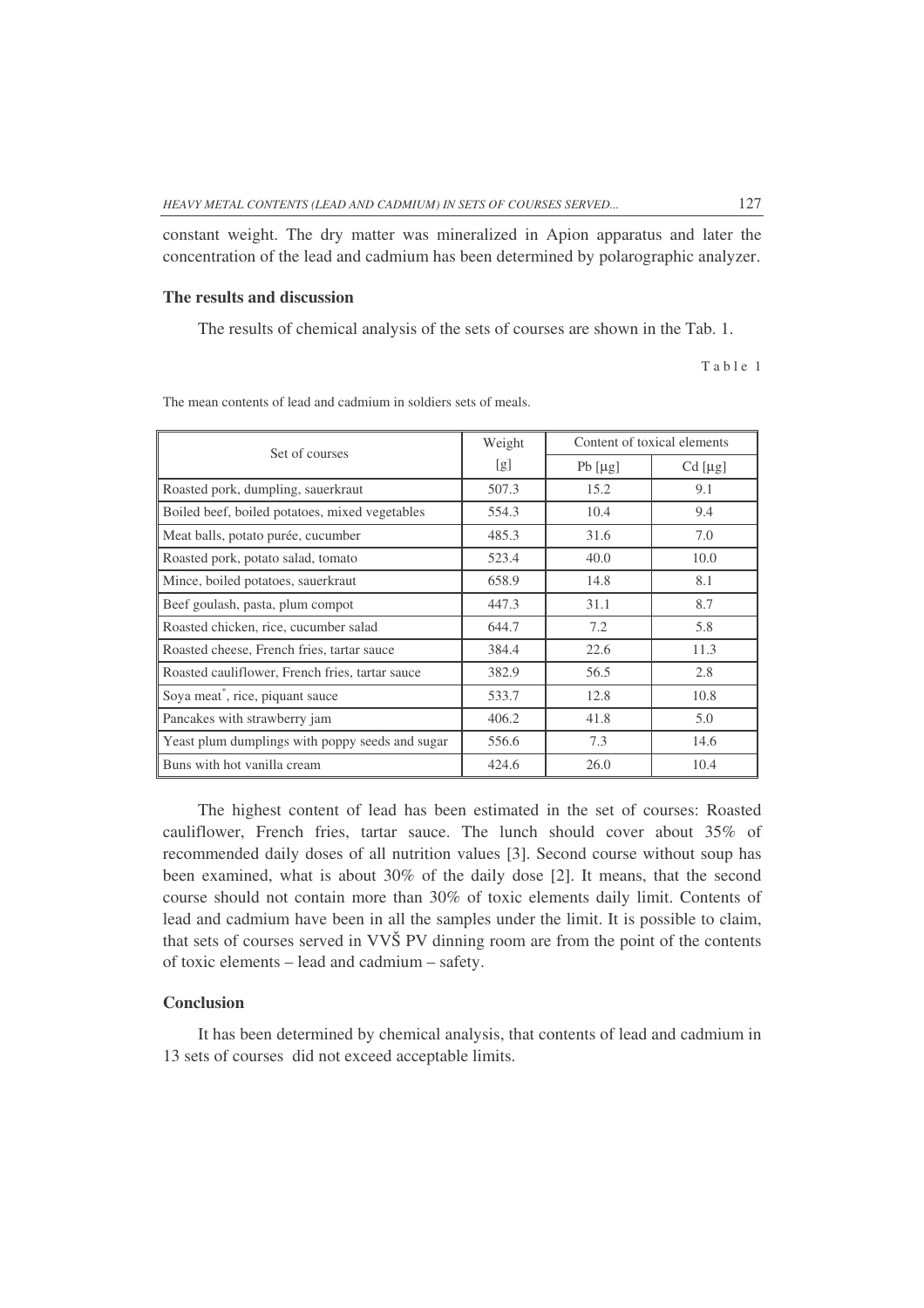constant weight. The dry matter was mineralized in Apion apparatus and later the concentration of the lead and cadmium has been determined by polarographic analyzer.

### The results and discussion

The results of chemical analysis of the sets of courses are shown in the Tab. 1.

Table 1

The mean contents of lead and cadmium in soldiers sets of meals.

| Set of courses | Weight [g] | Content of toxical elements | |
|---|---|---|---|
| | | Pb [μg] | Cd [μg] |
| Roasted pork, dumpling, sauerkraut | 507.3 | 15.2 | 9.1 |
| Boiled beef, boiled potatoes, mixed vegetables | 554.3 | 10.4 | 9.4 |
| Meat balls, potato purée, cucumber | 485.3 | 31.6 | 7.0 |
| Roasted pork, potato salad, tomato | 523.4 | 40.0 | 10.0 |
| Mince, boiled potatoes, sauerkraut | 658.9 | 14.8 | 8.1 |
| Beef goulash, pasta, plum compot | 447.3 | 31.1 | 8.7 |
| Roasted chicken, rice, cucumber salad | 644.7 | 7.2 | 5.8 |
| Roasted cheese, French fries, tartar sauce | 384.4 | 22.6 | 11.3 |
| Roasted cauliflower, French fries, tartar sauce | 382.9 | 56.5 | 2.8 |
| Soya meat*, rice, piquant sauce | 533.7 | 12.8 | 10.8 |
| Pancakes with strawberry jam | 406.2 | 41.8 | 5.0 |
| Yeast plum dumplings with poppy seeds and sugar | 556.6 | 7.3 | 14.6 |
| Buns with hot vanilla cream | 424.6 | 26.0 | 10.4 |

The highest content of lead has been estimated in the set of courses: Roasted cauliflower, French fries, tartar sauce. The lunch should cover about 35% of recommended daily doses of all nutrition values [3]. Second course without soup has been examined, what is about 30% of the daily dose [2]. It means, that the second course should not contain more than 30% of toxic elements daily limit. Contents of lead and cadmium have been in all the samples under the limit. It is possible to claim, that sets of courses served in VVŠ PV dinning room are from the point of the contents of toxic elements – lead and cadmium – safety.

### Conclusion

It has been determined by chemical analysis, that contents of lead and cadmium in 13 sets of courses did not exceed acceptable limits.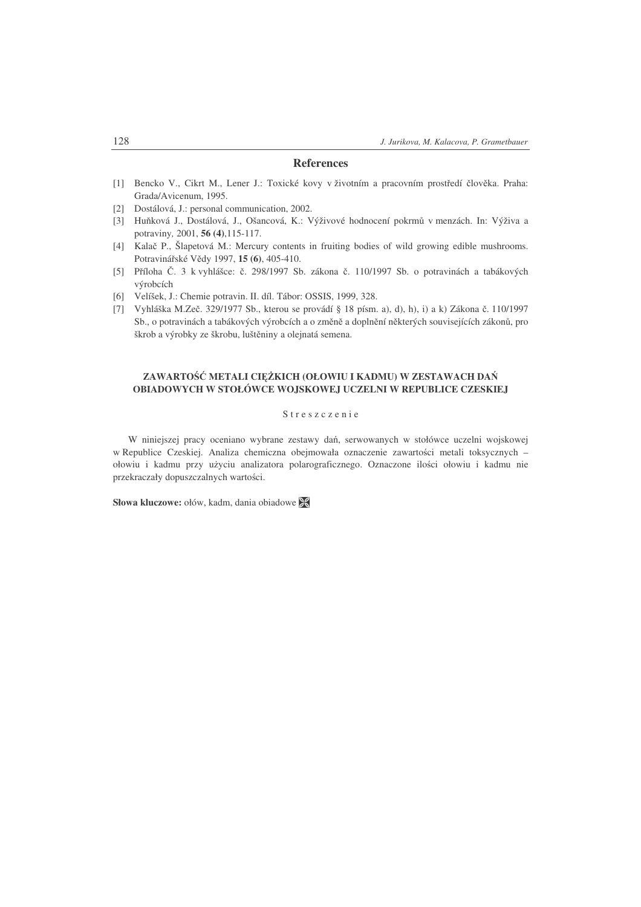## References

[1] Bencko V., Cikrt M., Lener J.: Toxické kovy v životním a pracovním prostředí člověka. Praha: Grada/Avicenum, 1995.

[2] Dostálová, J.: personal communication, 2002.

[3] Huňková J., Dostálová, J., Ošancová, K.: Výživové hodnocení pokrmů v menzách. In: Výživa a potraviny, 2001, **56 (4)**,115-117.

[4] Kalač P., Šlapetová M.: Mercury contents in fruiting bodies of wild growing edible mushrooms. Potravinářské Vědy 1997, **15 (6)**, 405-410.

[5] Příloha Č. 3 k vyhlášce: č. 298/1997 Sb. zákona č. 110/1997 Sb. o potravinách a tabákových výrobcích

[6] Velíšek, J.: Chemie potravin. II. díl. Tábor: OSSIS, 1999, 328.

[7] Vyhláška M.Zeč. 329/1977 Sb., kterou se provádí § 18 písm. a), d), h), i) a k) Zákona č. 110/1997 Sb., o potravinách a tabákových výrobcích a o změně a doplnění některých souvisejících zákonů, pro škrob a výrobky ze škrobu, luštěniny a olejnatá semena.

## ZAWARTOŚĆ METALI CIĘŻKICH (OŁOWIU I KADMU) W ZESTAWACH DAŃ OBIADOWYCH W STOŁÓWCE WOJSKOWEJ UCZELNI W REPUBLICE CZESKIEJ

Streszczenie

W niniejszej pracy oceniano wybrane zestawy dań, serwowanych w stołówce uczelni wojskowej w Republice Czeskiej. Analiza chemiczna obejmowała oznaczenie zawartości metali toksycznych – ołowiu i kadmu przy użyciu analizatora polarograficznego. Oznaczone ilości ołowiu i kadmu nie przekraczały dopuszczalnych wartości.

**Słowa kluczowe:** ołów, kadm, dania obiadowe